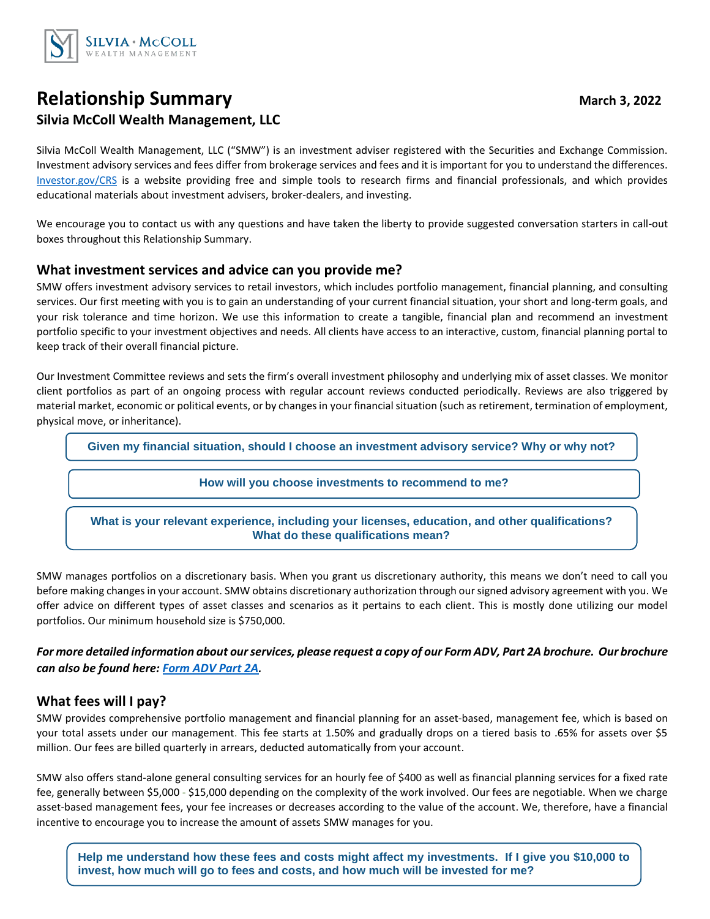SILVIA • MCCOLL
WEALTH MANAGEMENT

# Relationship Summary

**March 3, 2022**

## Silvia McColl Wealth Management, LLC

Silvia McColl Wealth Management, LLC ("SMW") is an investment adviser registered with the Securities and Exchange Commission. Investment advisory services and fees differ from brokerage services and fees and it is important for you to understand the differences. [Investor.gov/CRS](Investor.gov/CRS) is a website providing free and simple tools to research firms and financial professionals, and which provides educational materials about investment advisers, broker-dealers, and investing.

We encourage you to contact us with any questions and have taken the liberty to provide suggested conversation starters in call-out boxes throughout this Relationship Summary.

### What investment services and advice can you provide me?

SMW offers investment advisory services to retail investors, which includes portfolio management, financial planning, and consulting services. Our first meeting with you is to gain an understanding of your current financial situation, your short and long-term goals, and your risk tolerance and time horizon. We use this information to create a tangible, financial plan and recommend an investment portfolio specific to your investment objectives and needs. All clients have access to an interactive, custom, financial planning portal to keep track of their overall financial picture.

Our Investment Committee reviews and sets the firm's overall investment philosophy and underlying mix of asset classes. We monitor client portfolios as part of an ongoing process with regular account reviews conducted periodically. Reviews are also triggered by material market, economic or political events, or by changes in your financial situation (such as retirement, termination of employment, physical move, or inheritance).

> **Given my financial situation, should I choose an investment advisory service? Why or why not?**

> **How will you choose investments to recommend to me?**

> **What is your relevant experience, including your licenses, education, and other qualifications? What do these qualifications mean?**

SMW manages portfolios on a discretionary basis. When you grant us discretionary authority, this means we don't need to call you before making changes in your account. SMW obtains discretionary authorization through our signed advisory agreement with you. We offer advice on different types of asset classes and scenarios as it pertains to each client. This is mostly done utilizing our model portfolios. Our minimum household size is $750,000.

***For more detailed information about our services, please request a copy of our Form ADV, Part 2A brochure. Our brochure can also be found here: Form ADV Part 2A.***

### What fees will I pay?

SMW provides comprehensive portfolio management and financial planning for an asset-based, management fee, which is based on your total assets under our management. This fee starts at 1.50% and gradually drops on a tiered basis to .65% for assets over $5 million. Our fees are billed quarterly in arrears, deducted automatically from your account.

SMW also offers stand-alone general consulting services for an hourly fee of $400 as well as financial planning services for a fixed rate fee, generally between $5,000 - $15,000 depending on the complexity of the work involved. Our fees are negotiable. When we charge asset-based management fees, your fee increases or decreases according to the value of the account. We, therefore, have a financial incentive to encourage you to increase the amount of assets SMW manages for you.

> **Help me understand how these fees and costs might affect my investments. If I give you $10,000 to invest, how much will go to fees and costs, and how much will be invested for me?**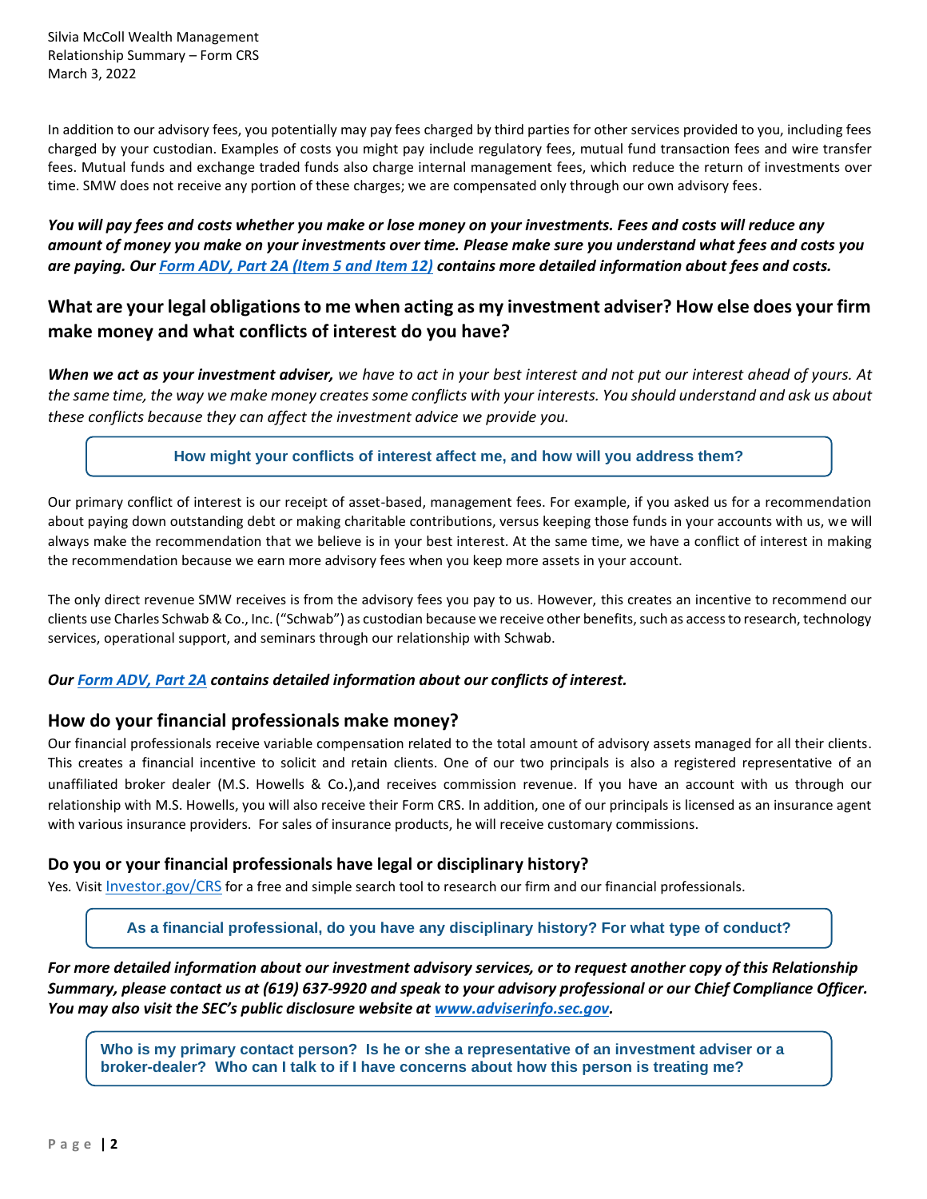In addition to our advisory fees, you potentially may pay fees charged by third parties for other services provided to you, including fees charged by your custodian. Examples of costs you might pay include regulatory fees, mutual fund transaction fees and wire transfer fees. Mutual funds and exchange traded funds also charge internal management fees, which reduce the return of investments over time. SMW does not receive any portion of these charges; we are compensated only through our own advisory fees.

***You will pay fees and costs whether you make or lose money on your investments. Fees and costs will reduce any amount of money you make on your investments over time. Please make sure you understand what fees and costs you are paying. Our [Form ADV, Part 2A (Item 5 and Item 12)](#) contains more detailed information about fees and costs.***

## What are your legal obligations to me when acting as my investment adviser? How else does your firm make money and what conflicts of interest do you have?

***When we act as your investment adviser,*** *we have to act in your best interest and not put our interest ahead of yours. At the same time, the way we make money creates some conflicts with your interests. You should understand and ask us about these conflicts because they can affect the investment advice we provide you.*

**How might your conflicts of interest affect me, and how will you address them?**

Our primary conflict of interest is our receipt of asset-based, management fees. For example, if you asked us for a recommendation about paying down outstanding debt or making charitable contributions, versus keeping those funds in your accounts with us, we will always make the recommendation that we believe is in your best interest. At the same time, we have a conflict of interest in making the recommendation because we earn more advisory fees when you keep more assets in your account.

The only direct revenue SMW receives is from the advisory fees you pay to us. However, this creates an incentive to recommend our clients use Charles Schwab & Co., Inc. ("Schwab") as custodian because we receive other benefits, such as access to research, technology services, operational support, and seminars through our relationship with Schwab.

***Our [Form ADV, Part 2A](#) contains detailed information about our conflicts of interest.***

## How do your financial professionals make money?

Our financial professionals receive variable compensation related to the total amount of advisory assets managed for all their clients. This creates a financial incentive to solicit and retain clients. One of our two principals is also a registered representative of an unaffiliated broker dealer (M.S. Howells & Co.),and receives commission revenue. If you have an account with us through our relationship with M.S. Howells, you will also receive their Form CRS. In addition, one of our principals is licensed as an insurance agent with various insurance providers. For sales of insurance products, he will receive customary commissions.

## Do you or your financial professionals have legal or disciplinary history?

Yes. Visit [Investor.gov/CRS](#) for a free and simple search tool to research our firm and our financial professionals.

**As a financial professional, do you have any disciplinary history? For what type of conduct?**

***For more detailed information about our investment advisory services, or to request another copy of this Relationship Summary, please contact us at (619) 637-9920 and speak to your advisory professional or our Chief Compliance Officer. You may also visit the SEC's public disclosure website at [www.adviserinfo.sec.gov](#).***

**Who is my primary contact person? Is he or she a representative of an investment adviser or a broker-dealer? Who can I talk to if I have concerns about how this person is treating me?**